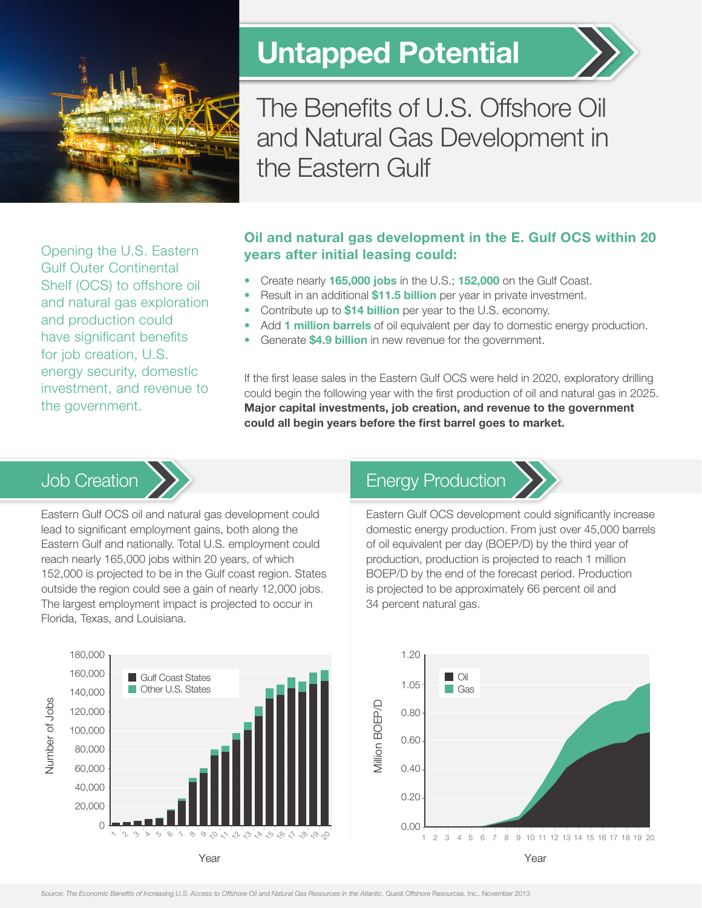# Untapped Potential

## The Benefits of U.S. Offshore Oil and Natural Gas Development in the Eastern Gulf

Opening the U.S. Eastern Gulf Outer Continental Shelf (OCS) to offshore oil and natural gas exploration and production could have significant benefits for job creation, U.S. energy security, domestic investment, and revenue to the government.

### Oil and natural gas development in the E. Gulf OCS within 20 years after initial leasing could:

- Create nearly **165,000 jobs** in the U.S.; **152,000** on the Gulf Coast.
- Result in an additional **$11.5 billion** per year in private investment.
- Contribute up to **$14 billion** per year to the U.S. economy.
- Add **1 million barrels** of oil equivalent per day to domestic energy production.
- Generate **$4.9 billion** in new revenue for the government.

If the first lease sales in the Eastern Gulf OCS were held in 2020, exploratory drilling could begin the following year with the first production of oil and natural gas in 2025. **Major capital investments, job creation, and revenue to the government could all begin years before the first barrel goes to market.**

## Job Creation

Eastern Gulf OCS oil and natural gas development could lead to significant employment gains, both along the Eastern Gulf and nationally. Total U.S. employment could reach nearly 165,000 jobs within 20 years, of which 152,000 is projected to be in the Gulf coast region. States outside the region could see a gain of nearly 12,000 jobs. The largest employment impact is projected to occur in Florida, Texas, and Louisiana.

Number of Jobs (0–180,000) by Year (1–20): Gulf Coast States; Other U.S. States

## Energy Production

Eastern Gulf OCS development could significantly increase domestic energy production. From just over 45,000 barrels of oil equivalent per day (BOEP/D) by the third year of production, production is projected to reach 1 million BOEP/D by the end of the forecast period. Production is projected to be approximately 66 percent oil and 34 percent natural gas.

Million BOEP/D (0.00–1.20) by Year (1–20): Oil; Gas

Source: *The Economic Benefits of Increasing U.S. Access to Offshore Oil and Natural Gas Resources in the Atlantic*, Quest Offshore Resources, Inc., November 2013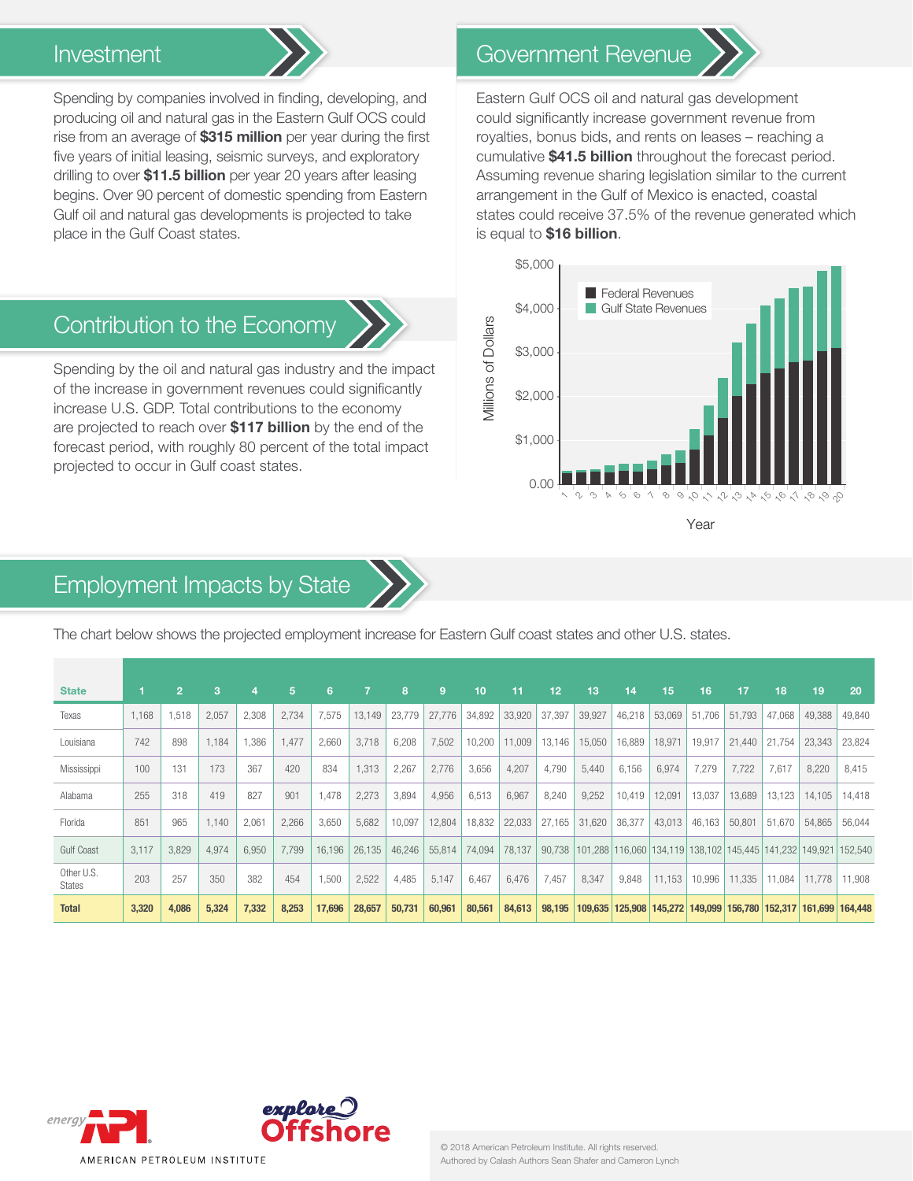## Investment

Spending by companies involved in finding, developing, and producing oil and natural gas in the Eastern Gulf OCS could rise from an average of **$315 million** per year during the first five years of initial leasing, seismic surveys, and exploratory drilling to over **$11.5 billion** per year 20 years after leasing begins. Over 90 percent of domestic spending from Eastern Gulf oil and natural gas developments is projected to take place in the Gulf Coast states.

## Contribution to the Economy

Spending by the oil and natural gas industry and the impact of the increase in government revenues could significantly increase U.S. GDP. Total contributions to the economy are projected to reach over **$117 billion** by the end of the forecast period, with roughly 80 percent of the total impact projected to occur in Gulf coast states.

## Government Revenue

Eastern Gulf OCS oil and natural gas development could significantly increase government revenue from royalties, bonus bids, and rents on leases – reaching a cumulative **$41.5 billion** throughout the forecast period. Assuming revenue sharing legislation similar to the current arrangement in the Gulf of Mexico is enacted, coastal states could receive 37.5% of the revenue generated which is equal to **$16 billion**.

Federal Revenues
Gulf State Revenues

Millions of Dollars

$5,000
$4,000
$3,000
$2,000
$1,000
0.00

1 2 3 4 5 6 7 8 9 10 11 12 13 14 15 16 17 18 19 20

Year

## Employment Impacts by State

The chart below shows the projected employment increase for Eastern Gulf coast states and other U.S. states.

| State | 1 | 2 | 3 | 4 | 5 | 6 | 7 | 8 | 9 | 10 | 11 | 12 | 13 | 14 | 15 | 16 | 17 | 18 | 19 | 20 |
|---|---|---|---|---|---|---|---|---|---|---|---|---|---|---|---|---|---|---|---|---|
| Texas | 1,168 | 1,518 | 2,057 | 2,308 | 2,734 | 7,575 | 13,149 | 23,779 | 27,776 | 34,892 | 33,920 | 37,397 | 39,927 | 46,218 | 53,069 | 51,706 | 51,793 | 47,068 | 49,388 | 49,840 |
| Louisiana | 742 | 898 | 1,184 | 1,386 | 1,477 | 2,660 | 3,718 | 6,208 | 7,502 | 10,200 | 11,009 | 13,146 | 15,050 | 16,889 | 18,971 | 19,917 | 21,440 | 21,754 | 23,343 | 23,824 |
| Mississippi | 100 | 131 | 173 | 367 | 420 | 834 | 1,313 | 2,267 | 2,776 | 3,656 | 4,207 | 4,790 | 5,440 | 6,156 | 6,974 | 7,279 | 7,722 | 7,617 | 8,220 | 8,415 |
| Alabama | 255 | 318 | 419 | 827 | 901 | 1,478 | 2,273 | 3,894 | 4,956 | 6,513 | 6,967 | 8,240 | 9,252 | 10,419 | 12,091 | 13,037 | 13,689 | 13,123 | 14,105 | 14,418 |
| Florida | 851 | 965 | 1,140 | 2,061 | 2,266 | 3,650 | 5,682 | 10,097 | 12,804 | 18,832 | 22,033 | 27,165 | 31,620 | 36,377 | 43,013 | 46,163 | 50,801 | 51,670 | 54,865 | 56,044 |
| Gulf Coast | 3,117 | 3,829 | 4,974 | 6,950 | 7,799 | 16,196 | 26,135 | 46,246 | 55,814 | 74,094 | 78,137 | 90,738 | 101,288 | 116,060 | 134,119 | 138,102 | 145,445 | 141,232 | 149,921 | 152,540 |
| Other U.S. States | 203 | 257 | 350 | 382 | 454 | 1,500 | 2,522 | 4,485 | 5,147 | 6,467 | 6,476 | 7,457 | 8,347 | 9,848 | 11,153 | 10,996 | 11,335 | 11,084 | 11,778 | 11,908 |
| **Total** | **3,320** | **4,086** | **5,324** | **7,332** | **8,253** | **17,696** | **28,657** | **50,731** | **60,961** | **80,561** | **84,613** | **98,195** | **109,635** | **125,908** | **145,272** | **149,099** | **156,780** | **152,317** | **161,699** | **164,448** |

energy API
AMERICAN PETROLEUM INSTITUTE

explore Offshore

© 2018 American Petroleum Institute. All rights reserved.
Authored by Calash Authors Sean Shafer and Cameron Lynch